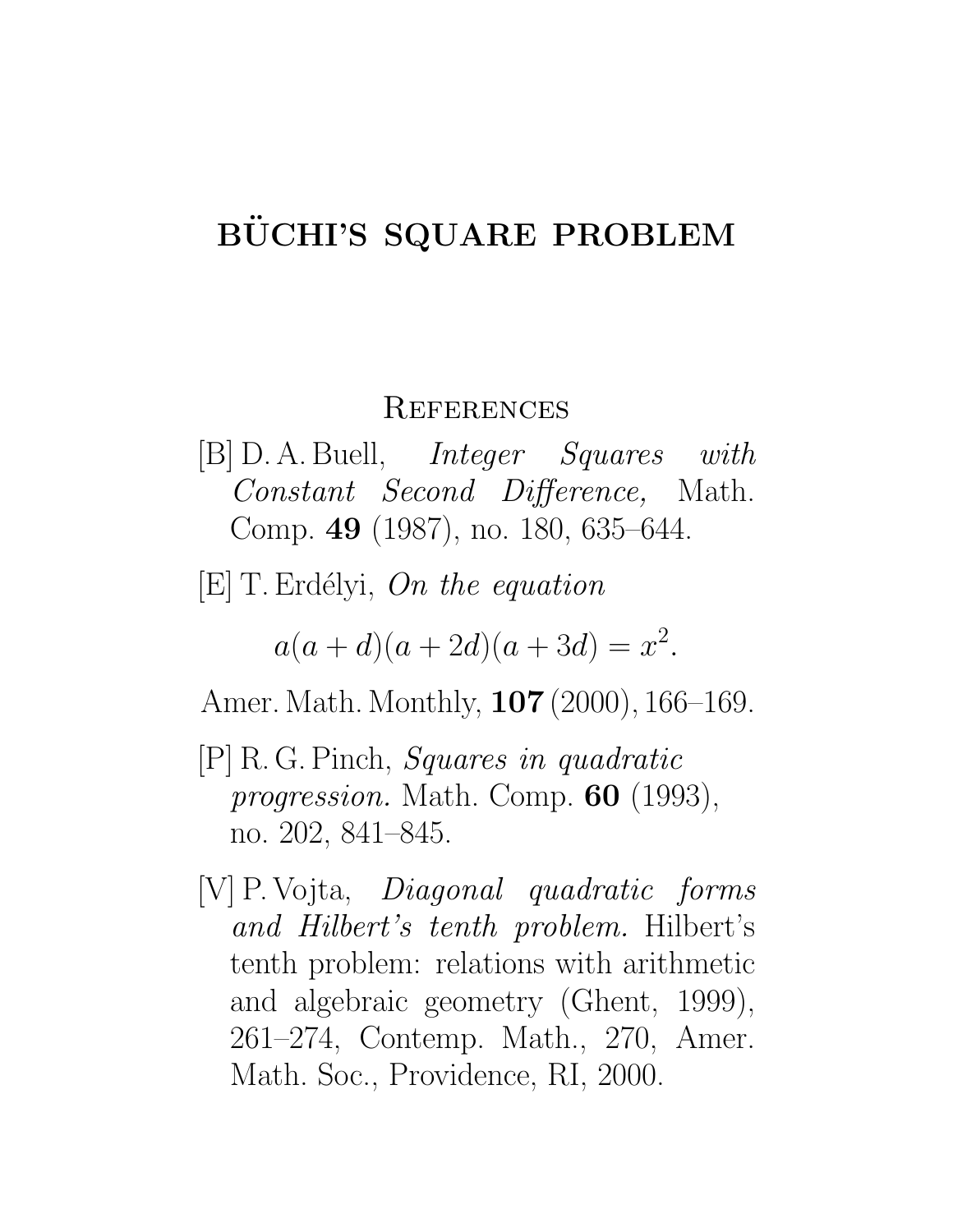# BÜCHI'S SQUARE PROBLEM

## References

[B] D. A. Buell, *Integer Squares with Constant Second Difference,* Math. Comp. **49** (1987), no. 180, 635–644.

[E] T. Erdélyi, *On the equation*

$$a(a+d)(a+2d)(a+3d) = x^2.$$

Amer. Math. Monthly, **107** (2000), 166–169.

[P] R. G. Pinch, *Squares in quadratic progression.* Math. Comp. **60** (1993), no. 202, 841–845.

[V] P. Vojta, *Diagonal quadratic forms and Hilbert's tenth problem.* Hilbert's tenth problem: relations with arithmetic and algebraic geometry (Ghent, 1999), 261–274, Contemp. Math., 270, Amer. Math. Soc., Providence, RI, 2000.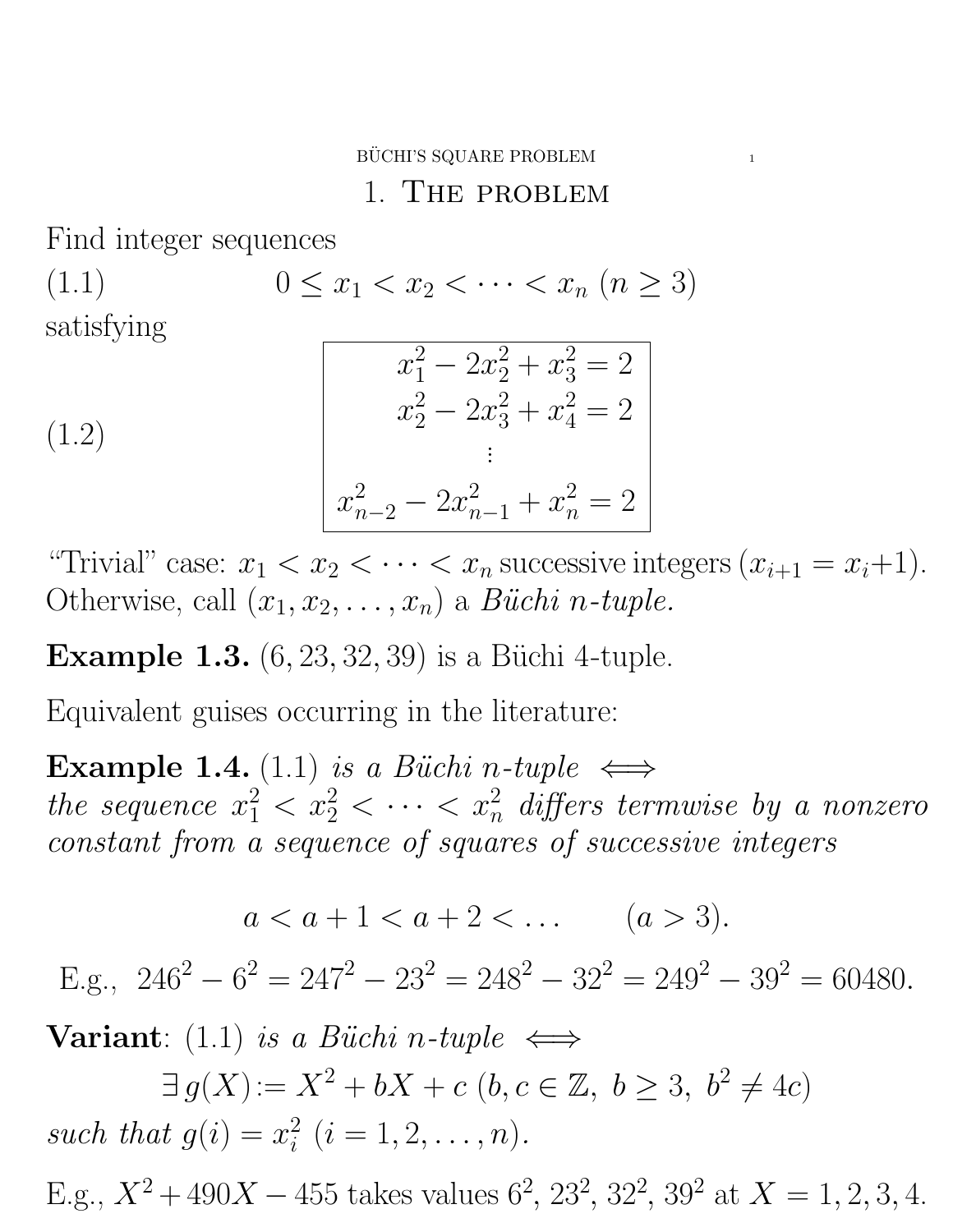# 1. The problem

Find integer sequences

(1.1) $$0 \le x_1 < x_2 < \cdots < x_n \ (n \ge 3)$$

satisfying

(1.2) $$\begin{array}{r} x_1^2 - 2x_2^2 + x_3^2 = 2 \\ x_2^2 - 2x_3^2 + x_4^2 = 2 \\ \vdots \\ x_{n-2}^2 - 2x_{n-1}^2 + x_n^2 = 2 \end{array}$$

"Trivial" case: $x_1 < x_2 < \cdots < x_n$ successive integers ($x_{i+1} = x_i + 1$). Otherwise, call $(x_1, x_2, \dots, x_n)$ a *Büchi n-tuple.*

**Example 1.3.** $(6, 23, 32, 39)$ is a Büchi 4-tuple.

Equivalent guises occurring in the literature:

**Example 1.4.** (1.1) *is a Büchi n-tuple* $\iff$ *the sequence* $x_1^2 < x_2^2 < \cdots < x_n^2$ *differs termwise by a nonzero constant from a sequence of squares of successive integers*

$$a < a+1 < a+2 < \dots \qquad (a > 3).$$

E.g., $246^2 - 6^2 = 247^2 - 23^2 = 248^2 - 32^2 = 249^2 - 39^2 = 60480.$

**Variant**: (1.1) *is a Büchi n-tuple* $\iff$

$$\exists\, g(X) := X^2 + bX + c \ (b, c \in \mathbb{Z},\ b \ge 3,\ b^2 \ne 4c)$$

*such that* $g(i) = x_i^2 \ (i = 1, 2, \dots, n)$.

E.g., $X^2 + 490X - 455$ takes values $6^2$, $23^2$, $32^2$, $39^2$ at $X = 1, 2, 3, 4$.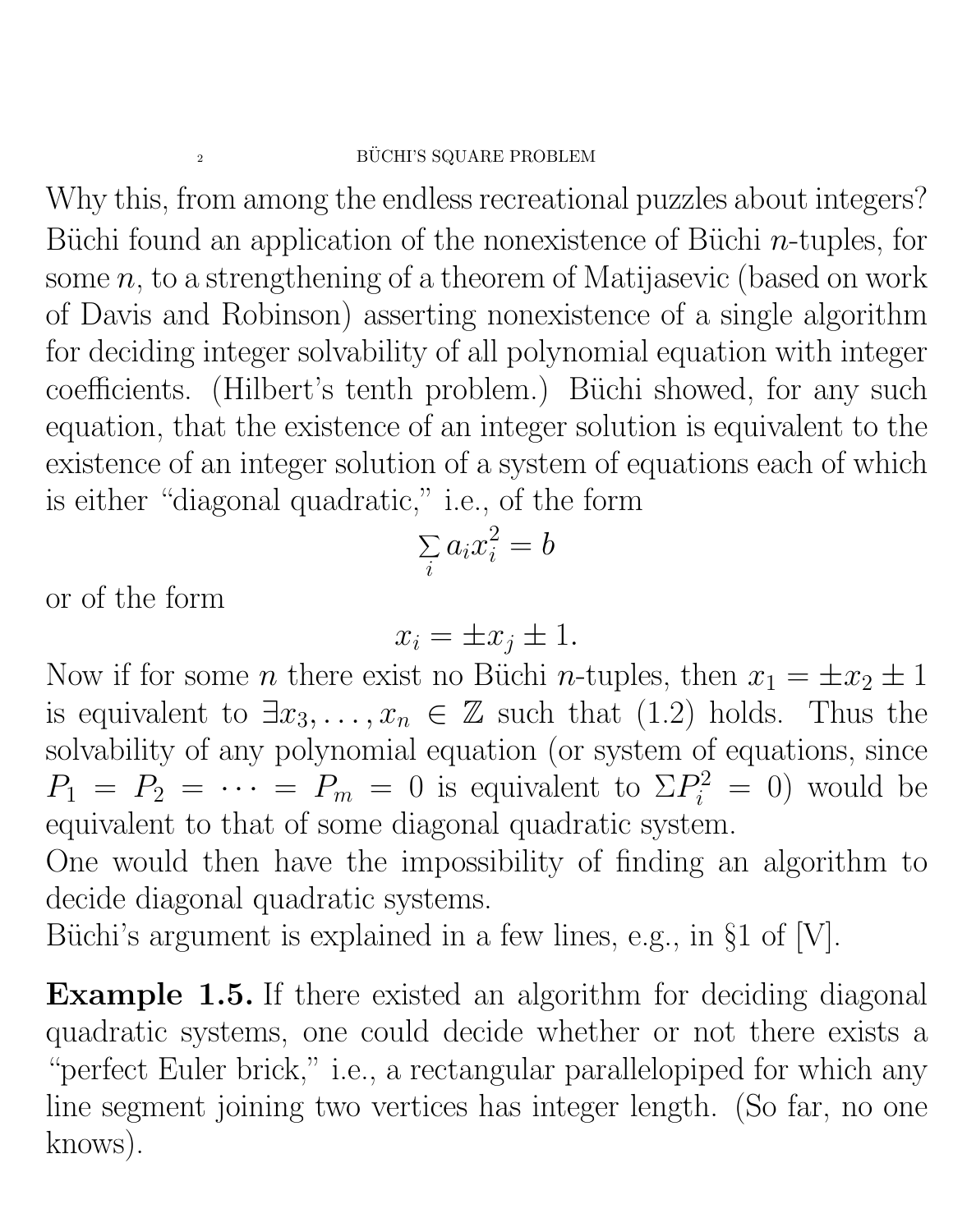Why this, from among the endless recreational puzzles about integers? Büchi found an application of the nonexistence of Büchi $n$-tuples, for some $n$, to a strengthening of a theorem of Matijasevic (based on work of Davis and Robinson) asserting nonexistence of a single algorithm for deciding integer solvability of all polynomial equation with integer coefficients. (Hilbert's tenth problem.) Büchi showed, for any such equation, that the existence of an integer solution is equivalent to the existence of an integer solution of a system of equations each of which is either "diagonal quadratic," i.e., of the form

$$\sum_i a_i x_i^2 = b$$

or of the form

$$x_i = \pm x_j \pm 1.$$

Now if for some $n$ there exist no Büchi $n$-tuples, then $x_1 = \pm x_2 \pm 1$ is equivalent to $\exists x_3, \ldots, x_n \in \mathbb{Z}$ such that (1.2) holds. Thus the solvability of any polynomial equation (or system of equations, since $P_1 = P_2 = \cdots = P_m = 0$ is equivalent to $\Sigma P_i^2 = 0$) would be equivalent to that of some diagonal quadratic system.

One would then have the impossibility of finding an algorithm to decide diagonal quadratic systems.

Büchi's argument is explained in a few lines, e.g., in §1 of [V].

**Example 1.5.** If there existed an algorithm for deciding diagonal quadratic systems, one could decide whether or not there exists a "perfect Euler brick," i.e., a rectangular parallelopiped for which any line segment joining two vertices has integer length. (So far, no one knows).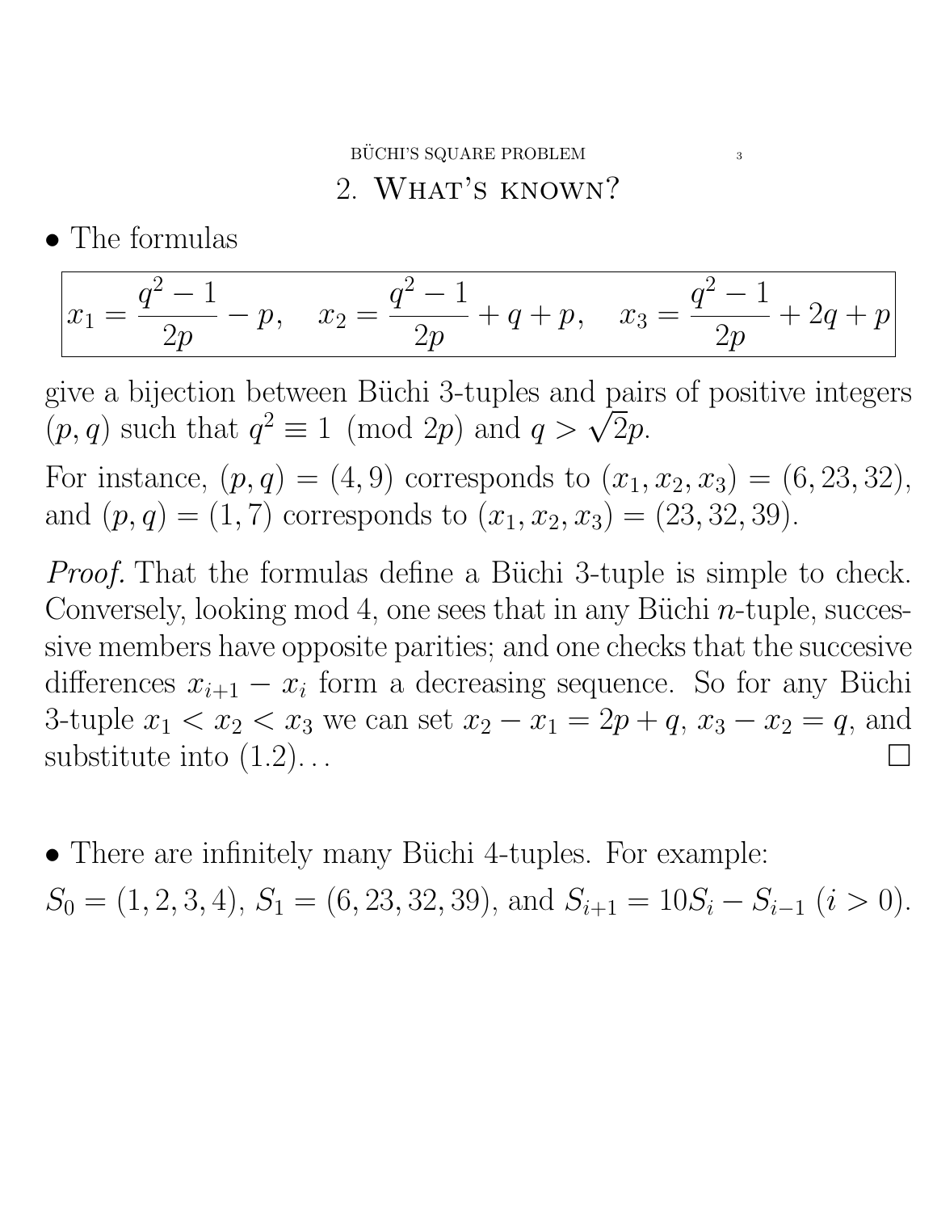## 2. What's known?

- The formulas

$$\boxed{x_1 = \frac{q^2-1}{2p} - p, \quad x_2 = \frac{q^2-1}{2p} + q + p, \quad x_3 = \frac{q^2-1}{2p} + 2q + p}$$

give a bijection between Büchi 3-tuples and pairs of positive integers $(p, q)$ such that $q^2 \equiv 1 \pmod{2p}$ and $q > \sqrt{2}p$.

For instance, $(p, q) = (4, 9)$ corresponds to $(x_1, x_2, x_3) = (6, 23, 32)$, and $(p, q) = (1, 7)$ corresponds to $(x_1, x_2, x_3) = (23, 32, 39)$.

*Proof.* That the formulas define a Büchi 3-tuple is simple to check. Conversely, looking mod 4, one sees that in any Büchi $n$-tuple, successive members have opposite parities; and one checks that the succesive differences $x_{i+1} - x_i$ form a decreasing sequence. So for any Büchi 3-tuple $x_1 < x_2 < x_3$ we can set $x_2 - x_1 = 2p + q$, $x_3 - x_2 = q$, and substitute into (1.2)... $\square$

- There are infinitely many Büchi 4-tuples. For example: $S_0 = (1, 2, 3, 4)$, $S_1 = (6, 23, 32, 39)$, and $S_{i+1} = 10S_i - S_{i-1}$ $(i > 0)$.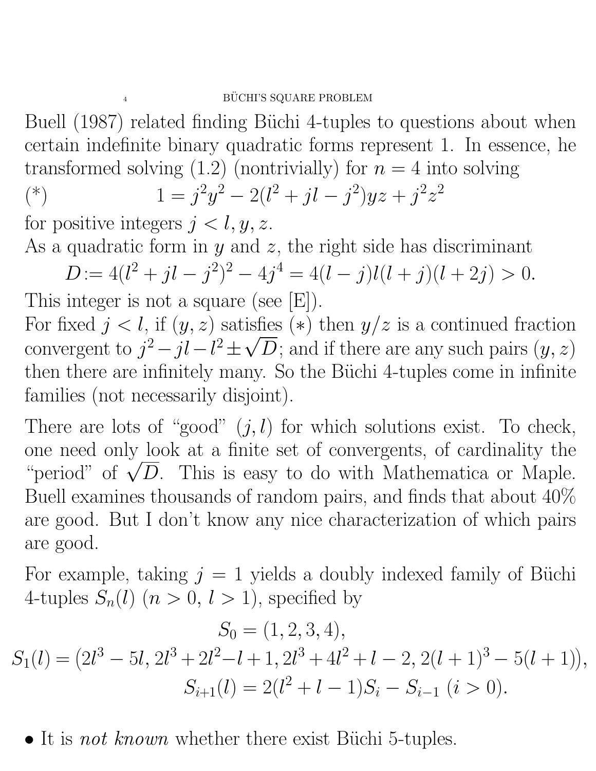Buell (1987) related finding Büchi 4-tuples to questions about when certain indefinite binary quadratic forms represent 1. In essence, he transformed solving (1.2) (nontrivially) for $n = 4$ into solving

$$(*) \qquad 1 = j^2y^2 - 2(l^2 + jl - j^2)yz + j^2z^2$$

for positive integers $j < l, y, z$.

As a quadratic form in $y$ and $z$, the right side has discriminant

$$D := 4(l^2 + jl - j^2)^2 - 4j^4 = 4(l - j)l(l + j)(l + 2j) > 0.$$

This integer is not a square (see [E]).

For fixed $j < l$, if $(y, z)$ satisfies $(*)$ then $y/z$ is a continued fraction convergent to $j^2 - jl - l^2 \pm \sqrt{D}$; and if there are any such pairs $(y, z)$ then there are infinitely many. So the Büchi 4-tuples come in infinite families (not necessarily disjoint).

There are lots of "good" $(j, l)$ for which solutions exist. To check, one need only look at a finite set of convergents, of cardinality the "period" of $\sqrt{D}$. This is easy to do with Mathematica or Maple. Buell examines thousands of random pairs, and finds that about 40% are good. But I don't know any nice characterization of which pairs are good.

For example, taking $j = 1$ yields a doubly indexed family of Büchi 4-tuples $S_n(l)$ ($n > 0$, $l > 1$), specified by

$$S_0 = (1, 2, 3, 4),$$

$$S_1(l) = \big(2l^3 - 5l, 2l^3 + 2l^2 - l + 1, 2l^3 + 4l^2 + l - 2, 2(l + 1)^3 - 5(l + 1)\big),$$

$$S_{i+1}(l) = 2(l^2 + l - 1)S_i - S_{i-1} \ (i > 0).$$

- It is *not known* whether there exist Büchi 5-tuples.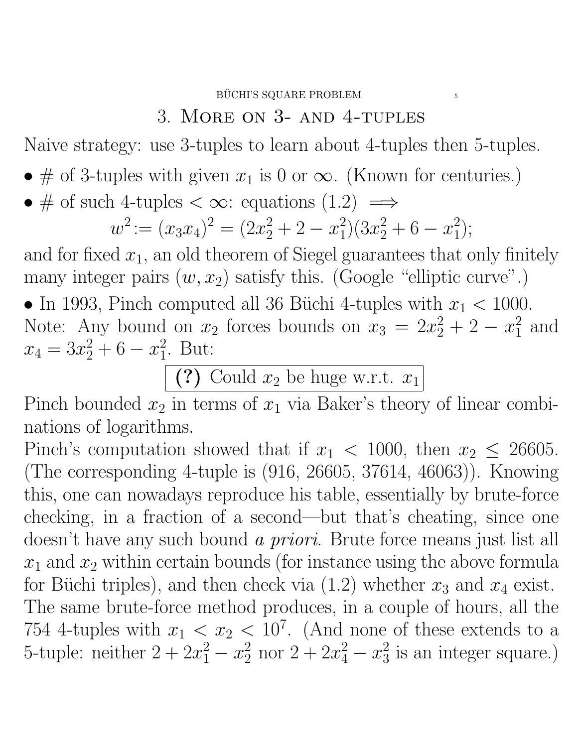## 3. More on 3- and 4-tuples

Naive strategy: use 3-tuples to learn about 4-tuples then 5-tuples.

- # of 3-tuples with given $x_1$ is 0 or $\infty$. (Known for centuries.)
- # of such 4-tuples $< \infty$: equations (1.2) $\implies$

$$w^2 := (x_3 x_4)^2 = (2x_2^2 + 2 - x_1^2)(3x_2^2 + 6 - x_1^2);$$

and for fixed $x_1$, an old theorem of Siegel guarantees that only finitely many integer pairs $(w, x_2)$ satisfy this. (Google "elliptic curve".)

- In 1993, Pinch computed all 36 Büchi 4-tuples with $x_1 < 1000$.

Note: Any bound on $x_2$ forces bounds on $x_3 = 2x_2^2 + 2 - x_1^2$ and $x_4 = 3x_2^2 + 6 - x_1^2$. But:

**(?)** Could $x_2$ be huge w.r.t. $x_1$

Pinch bounded $x_2$ in terms of $x_1$ via Baker's theory of linear combinations of logarithms.

Pinch's computation showed that if $x_1 < 1000$, then $x_2 \leq 26605$. (The corresponding 4-tuple is (916, 26605, 37614, 46063)). Knowing this, one can nowadays reproduce his table, essentially by brute-force checking, in a fraction of a second—but that's cheating, since one doesn't have any such bound *a priori*. Brute force means just list all $x_1$ and $x_2$ within certain bounds (for instance using the above formula for Büchi triples), and then check via (1.2) whether $x_3$ and $x_4$ exist. The same brute-force method produces, in a couple of hours, all the 754 4-tuples with $x_1 < x_2 < 10^7$. (And none of these extends to a 5-tuple: neither $2 + 2x_1^2 - x_2^2$ nor $2 + 2x_4^2 - x_3^2$ is an integer square.)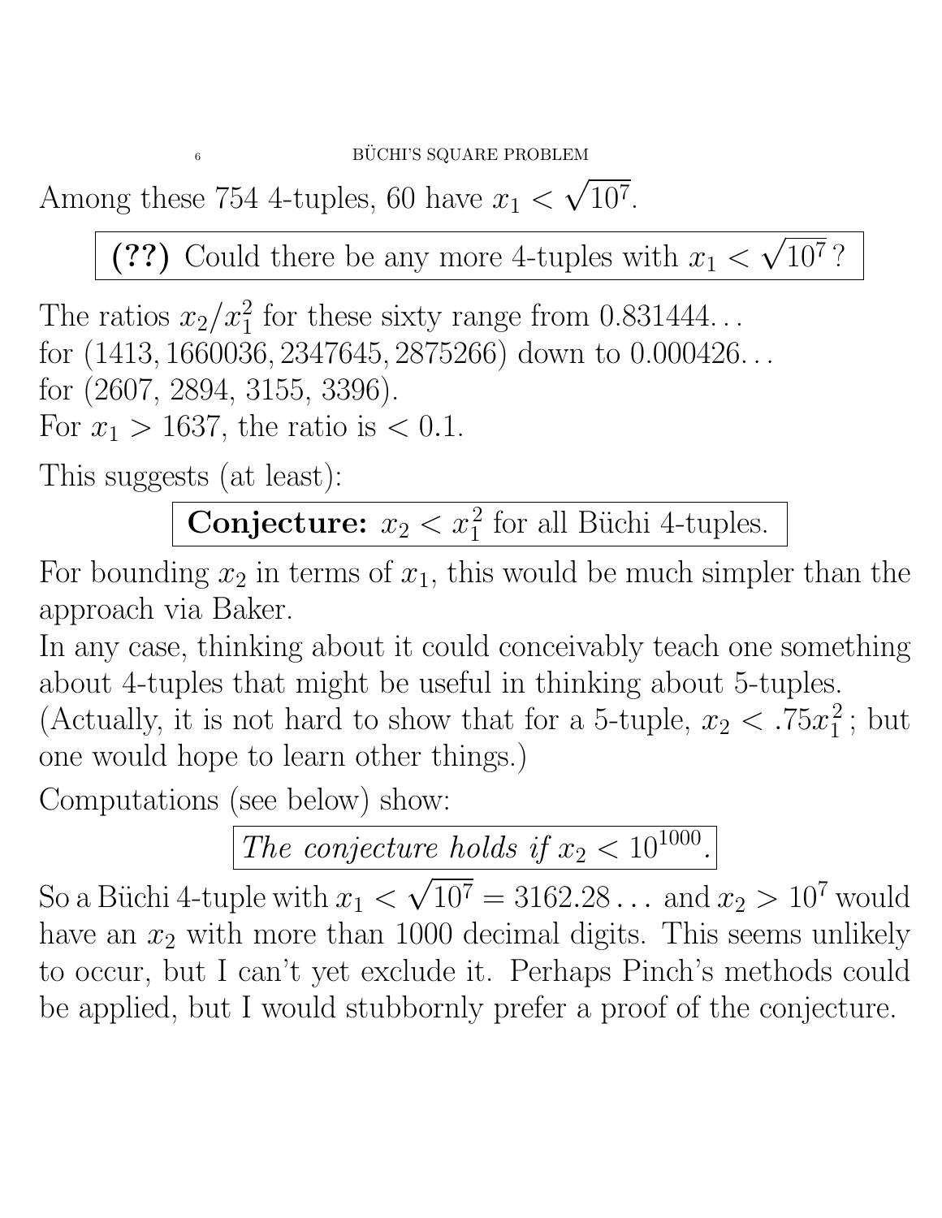Among these 754 4-tuples, 60 have $x_1 < \sqrt{10^7}$.

> **(??)** Could there be any more 4-tuples with $x_1 < \sqrt{10^7}$?

The ratios $x_2/x_1^2$ for these sixty range from 0.831444...
for $(1413, 1660036, 2347645, 2875266)$ down to 0.000426...
for (2607, 2894, 3155, 3396).
For $x_1 > 1637$, the ratio is $< 0.1$.

This suggests (at least):

> **Conjecture:** $x_2 < x_1^2$ for all Büchi 4-tuples.

For bounding $x_2$ in terms of $x_1$, this would be much simpler than the approach via Baker.
In any case, thinking about it could conceivably teach one something about 4-tuples that might be useful in thinking about 5-tuples.
(Actually, it is not hard to show that for a 5-tuple, $x_2 < .75x_1^2$; but one would hope to learn other things.)

Computations (see below) show:

> *The conjecture holds if $x_2 < 10^{1000}$.*

So a Büchi 4-tuple with $x_1 < \sqrt{10^7} = 3162.28\ldots$ and $x_2 > 10^7$ would have an $x_2$ with more than 1000 decimal digits. This seems unlikely to occur, but I can't yet exclude it. Perhaps Pinch's methods could be applied, but I would stubbornly prefer a proof of the conjecture.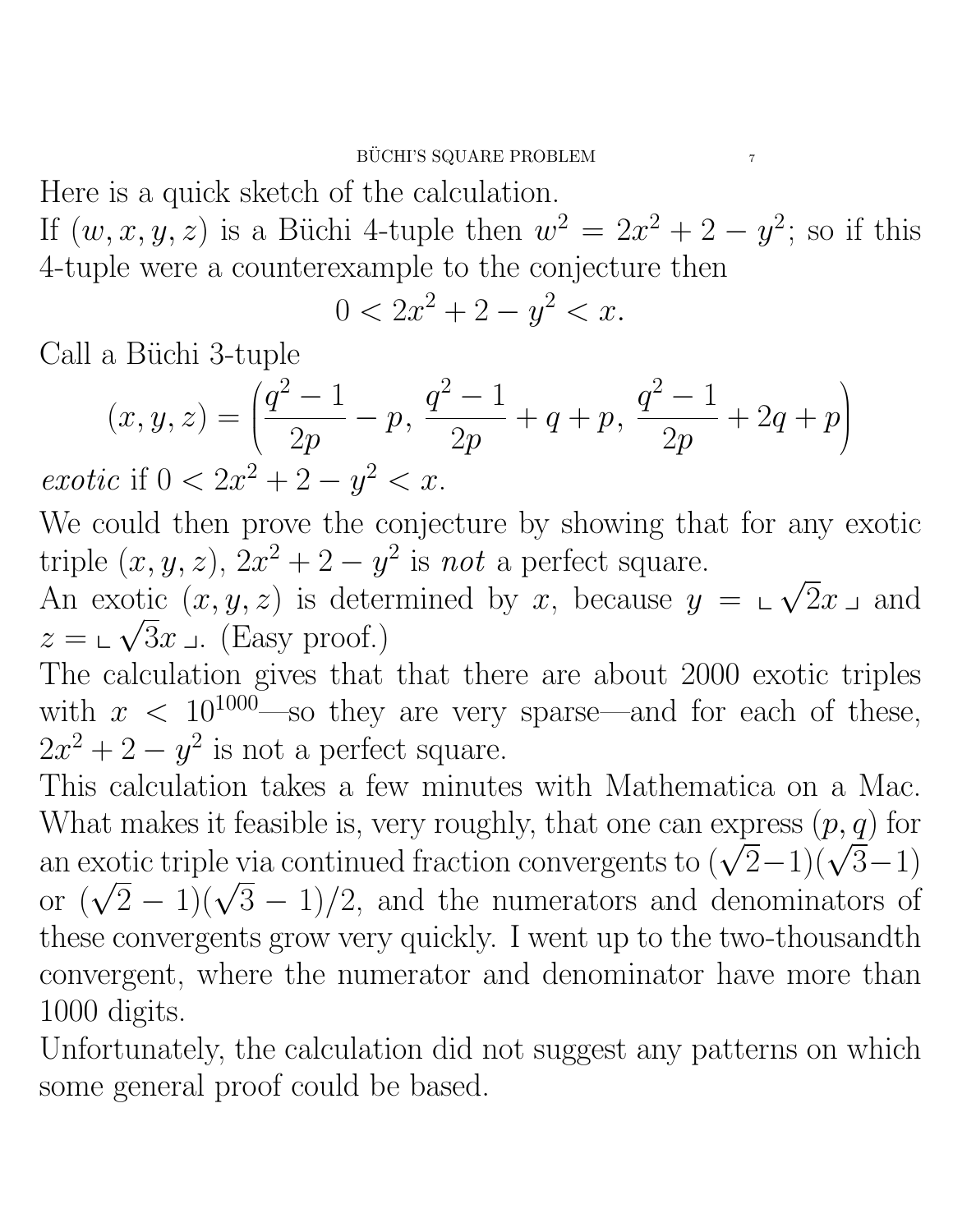Here is a quick sketch of the calculation.

If $(w, x, y, z)$ is a Büchi 4-tuple then $w^2 = 2x^2 + 2 - y^2$; so if this 4-tuple were a counterexample to the conjecture then

$$0 < 2x^2 + 2 - y^2 < x.$$

Call a Büchi 3-tuple

$$(x, y, z) = \left(\frac{q^2 - 1}{2p} - p,\ \frac{q^2 - 1}{2p} + q + p,\ \frac{q^2 - 1}{2p} + 2q + p\right)$$

*exotic* if $0 < 2x^2 + 2 - y^2 < x$.

We could then prove the conjecture by showing that for any exotic triple $(x, y, z)$, $2x^2 + 2 - y^2$ is *not* a perfect square.

An exotic $(x, y, z)$ is determined by $x$, because $y = \llcorner \sqrt{2}x \lrcorner$ and $z = \llcorner \sqrt{3}x \lrcorner$. (Easy proof.)

The calculation gives that that there are about 2000 exotic triples with $x < 10^{1000}$—so they are very sparse—and for each of these, $2x^2 + 2 - y^2$ is not a perfect square.

This calculation takes a few minutes with Mathematica on a Mac. What makes it feasible is, very roughly, that one can express $(p, q)$ for an exotic triple via continued fraction convergents to $(\sqrt{2}-1)(\sqrt{3}-1)$ or $(\sqrt{2} - 1)(\sqrt{3} - 1)/2$, and the numerators and denominators of these convergents grow very quickly. I went up to the two-thousandth convergent, where the numerator and denominator have more than 1000 digits.

Unfortunately, the calculation did not suggest any patterns on which some general proof could be based.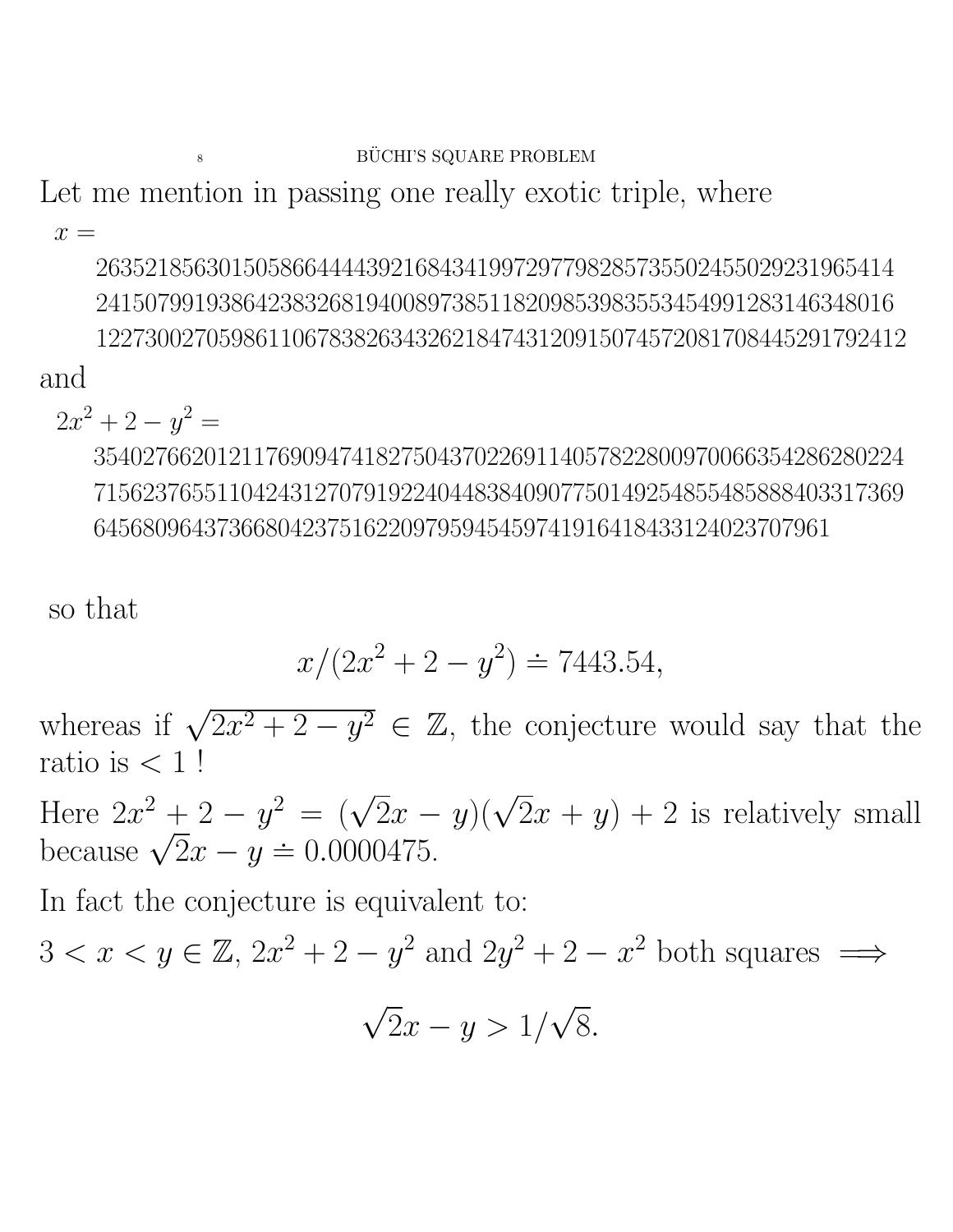Let me mention in passing one really exotic triple, where

$x =$

$$
\begin{gathered}
263521856301505866444439216843419972977982857355024550292319654\,14\\
241507991938642383268194008973851182098539835534549912831463480\,16\\
122730027059861106783826343262184743120915074572081708445291792412
\end{gathered}
$$

and

$2x^2 + 2 - y^2 =$

$$
\begin{gathered}
354027662012117690947418275043702269114057822800970066354286280224\\
715623765511042431270791922404483840907750149254855485888403317369\\
6456809643736680423751622097959454597419164184331240237079\,61
\end{gathered}
$$

so that

$$x/(2x^2 + 2 - y^2) \doteq 7443.54,$$

whereas if $\sqrt{2x^2 + 2 - y^2} \in \mathbb{Z}$, the conjecture would say that the ratio is $< 1$ !

Here $2x^2 + 2 - y^2 = (\sqrt{2}x - y)(\sqrt{2}x + y) + 2$ is relatively small because $\sqrt{2}x - y \doteq 0.0000475$.

In fact the conjecture is equivalent to:

$3 < x < y \in \mathbb{Z}$, $2x^2 + 2 - y^2$ and $2y^2 + 2 - x^2$ both squares $\implies$

$$\sqrt{2}x - y > 1/\sqrt{8}.$$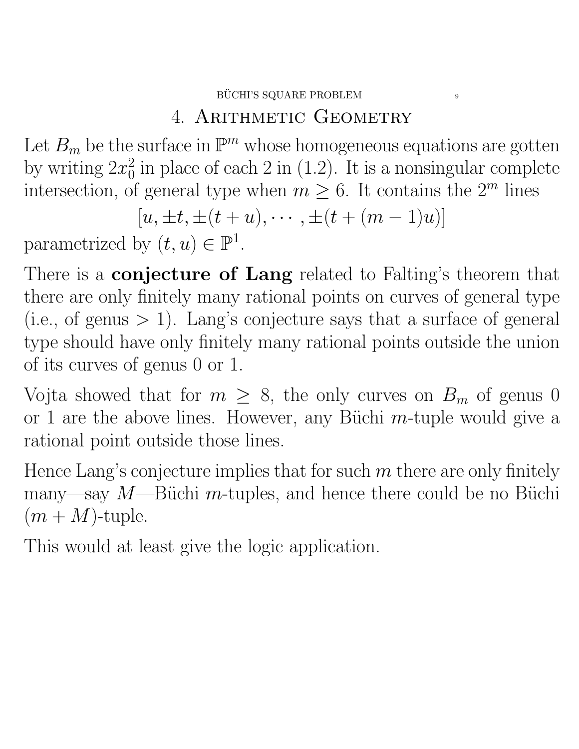# 4. Arithmetic Geometry

Let $B_m$ be the surface in $\mathbb{P}^m$ whose homogeneous equations are gotten by writing $2x_0^2$ in place of each 2 in (1.2). It is a nonsingular complete intersection, of general type when $m \geq 6$. It contains the $2^m$ lines

$$[u, \pm t, \pm(t+u), \cdots, \pm(t+(m-1)u)]$$

parametrized by $(t, u) \in \mathbb{P}^1$.

There is a **conjecture of Lang** related to Falting's theorem that there are only finitely many rational points on curves of general type (i.e., of genus $> 1$). Lang's conjecture says that a surface of general type should have only finitely many rational points outside the union of its curves of genus 0 or 1.

Vojta showed that for $m \geq 8$, the only curves on $B_m$ of genus 0 or 1 are the above lines. However, any Büchi $m$-tuple would give a rational point outside those lines.

Hence Lang's conjecture implies that for such $m$ there are only finitely many—say $M$—Büchi $m$-tuples, and hence there could be no Büchi $(m + M)$-tuple.

This would at least give the logic application.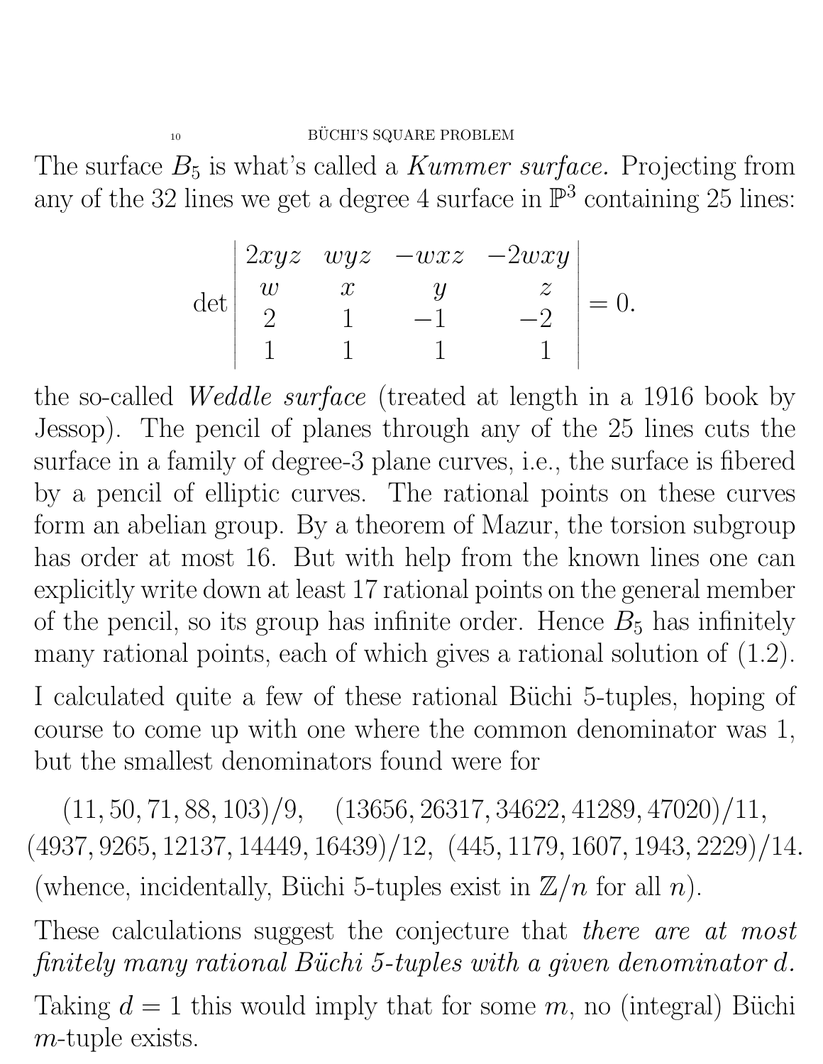The surface $B_5$ is what's called a *Kummer surface.* Projecting from any of the 32 lines we get a degree 4 surface in $\mathbb{P}^3$ containing 25 lines:

$$\det \begin{vmatrix} 2xyz & wyz & -wxz & -2wxy \\ w & x & y & z \\ 2 & 1 & -1 & -2 \\ 1 & 1 & 1 & 1 \end{vmatrix} = 0.$$

the so-called *Weddle surface* (treated at length in a 1916 book by Jessop). The pencil of planes through any of the 25 lines cuts the surface in a family of degree-3 plane curves, i.e., the surface is fibered by a pencil of elliptic curves. The rational points on these curves form an abelian group. By a theorem of Mazur, the torsion subgroup has order at most 16. But with help from the known lines one can explicitly write down at least 17 rational points on the general member of the pencil, so its group has infinite order. Hence $B_5$ has infinitely many rational points, each of which gives a rational solution of (1.2).

I calculated quite a few of these rational Büchi 5-tuples, hoping of course to come up with one where the common denominator was 1, but the smallest denominators found were for

$$(11, 50, 71, 88, 103)/9, \quad (13656, 26317, 34622, 41289, 47020)/11,$$
$$(4937, 9265, 12137, 14449, 16439)/12, \quad (445, 1179, 1607, 1943, 2229)/14.$$

(whence, incidentally, Büchi 5-tuples exist in $\mathbb{Z}/n$ for all $n$).

These calculations suggest the conjecture that *there are at most finitely many rational Büchi 5-tuples with a given denominator $d$.*

Taking $d = 1$ this would imply that for some $m$, no (integral) Büchi $m$-tuple exists.